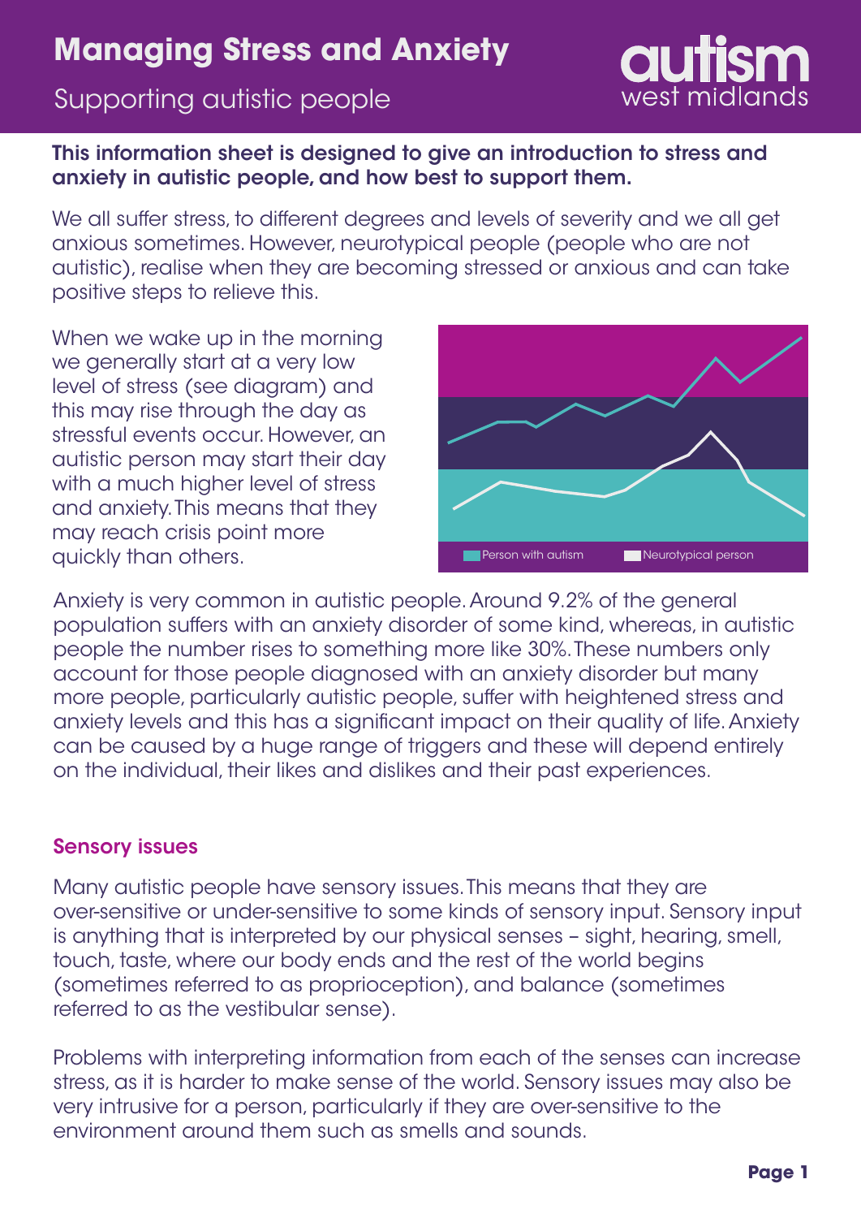# Managing Stress and Anxiety

## Supporting autistic people

**This information sheet is designed to give an introduction to stress and anxiety in autistic people, and how best to support them.**

We all suffer stress, to different degrees and levels of severity and we all get anxious sometimes. However, neurotypical people (people who are not autistic), realise when they are becoming stressed or anxious and can take positive steps to relieve this.

When we wake up in the morning we generally start at a very low level of stress (see diagram) and this may rise through the day as stressful events occur. However, an autistic person may start their day with a much higher level of stress and anxiety. This means that they may reach crisis point more quickly than others.

Person with autism    Neurotypical person

Anxiety is very common in autistic people. Around 9.2% of the general population suffers with an anxiety disorder of some kind, whereas, in autistic people the number rises to something more like 30%. These numbers only account for those people diagnosed with an anxiety disorder but many more people, particularly autistic people, suffer with heightened stress and anxiety levels and this has a significant impact on their quality of life. Anxiety can be caused by a huge range of triggers and these will depend entirely on the individual, their likes and dislikes and their past experiences.

### Sensory issues

Many autistic people have sensory issues. This means that they are over-sensitive or under-sensitive to some kinds of sensory input. Sensory input is anything that is interpreted by our physical senses – sight, hearing, smell, touch, taste, where our body ends and the rest of the world begins (sometimes referred to as proprioception), and balance (sometimes referred to as the vestibular sense).

Problems with interpreting information from each of the senses can increase stress, as it is harder to make sense of the world. Sensory issues may also be very intrusive for a person, particularly if they are over-sensitive to the environment around them such as smells and sounds.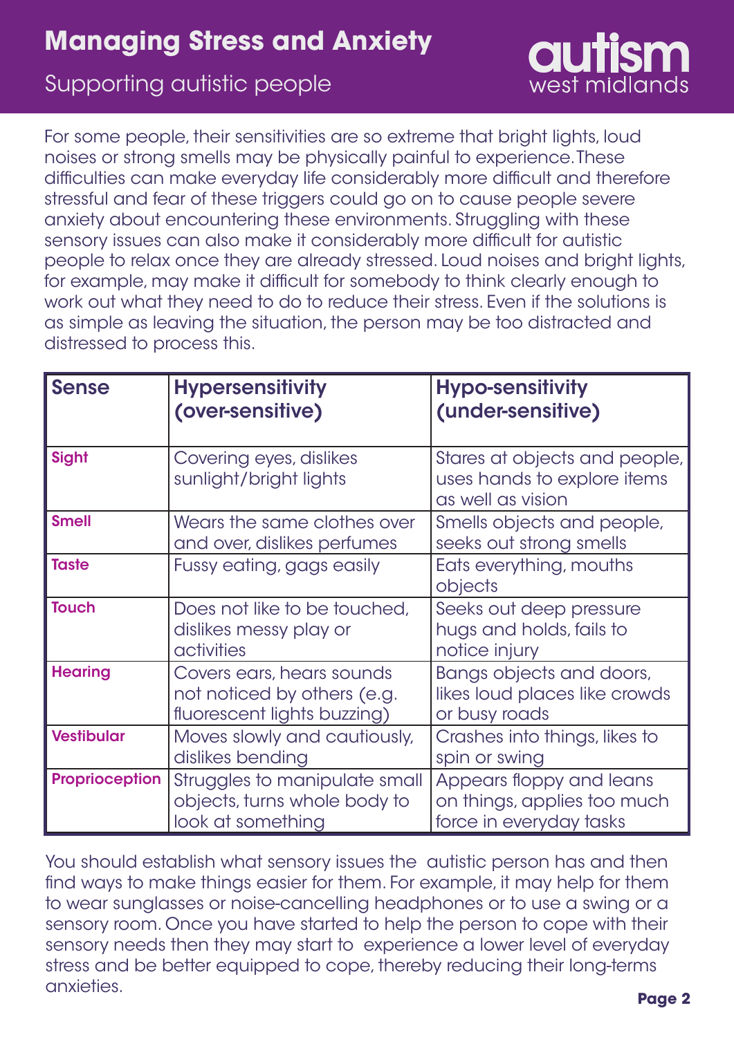For some people, their sensitivities are so extreme that bright lights, loud noises or strong smells may be physically painful to experience. These difficulties can make everyday life considerably more difficult and therefore stressful and fear of these triggers could go on to cause people severe anxiety about encountering these environments. Struggling with these sensory issues can also make it considerably more difficult for autistic people to relax once they are already stressed. Loud noises and bright lights, for example, may make it difficult for somebody to think clearly enough to work out what they need to do to reduce their stress. Even if the solutions is as simple as leaving the situation, the person may be too distracted and distressed to process this.

| Sense | Hypersensitivity (over-sensitive) | Hypo-sensitivity (under-sensitive) |
|---|---|---|
| **Sight** | Covering eyes, dislikes sunlight/bright lights | Stares at objects and people, uses hands to explore items as well as vision |
| **Smell** | Wears the same clothes over and over, dislikes perfumes | Smells objects and people, seeks out strong smells |
| **Taste** | Fussy eating, gags easily | Eats everything, mouths objects |
| **Touch** | Does not like to be touched, dislikes messy play or activities | Seeks out deep pressure hugs and holds, fails to notice injury |
| **Hearing** | Covers ears, hears sounds not noticed by others (e.g. fluorescent lights buzzing) | Bangs objects and doors, likes loud places like crowds or busy roads |
| **Vestibular** | Moves slowly and cautiously, dislikes bending | Crashes into things, likes to spin or swing |
| **Proprioception** | Struggles to manipulate small objects, turns whole body to look at something | Appears floppy and leans on things, applies too much force in everyday tasks |

You should establish what sensory issues the autistic person has and then find ways to make things easier for them. For example, it may help for them to wear sunglasses or noise-cancelling headphones or to use a swing or a sensory room. Once you have started to help the person to cope with their sensory needs then they may start to experience a lower level of everyday stress and be better equipped to cope, thereby reducing their long-terms anxieties.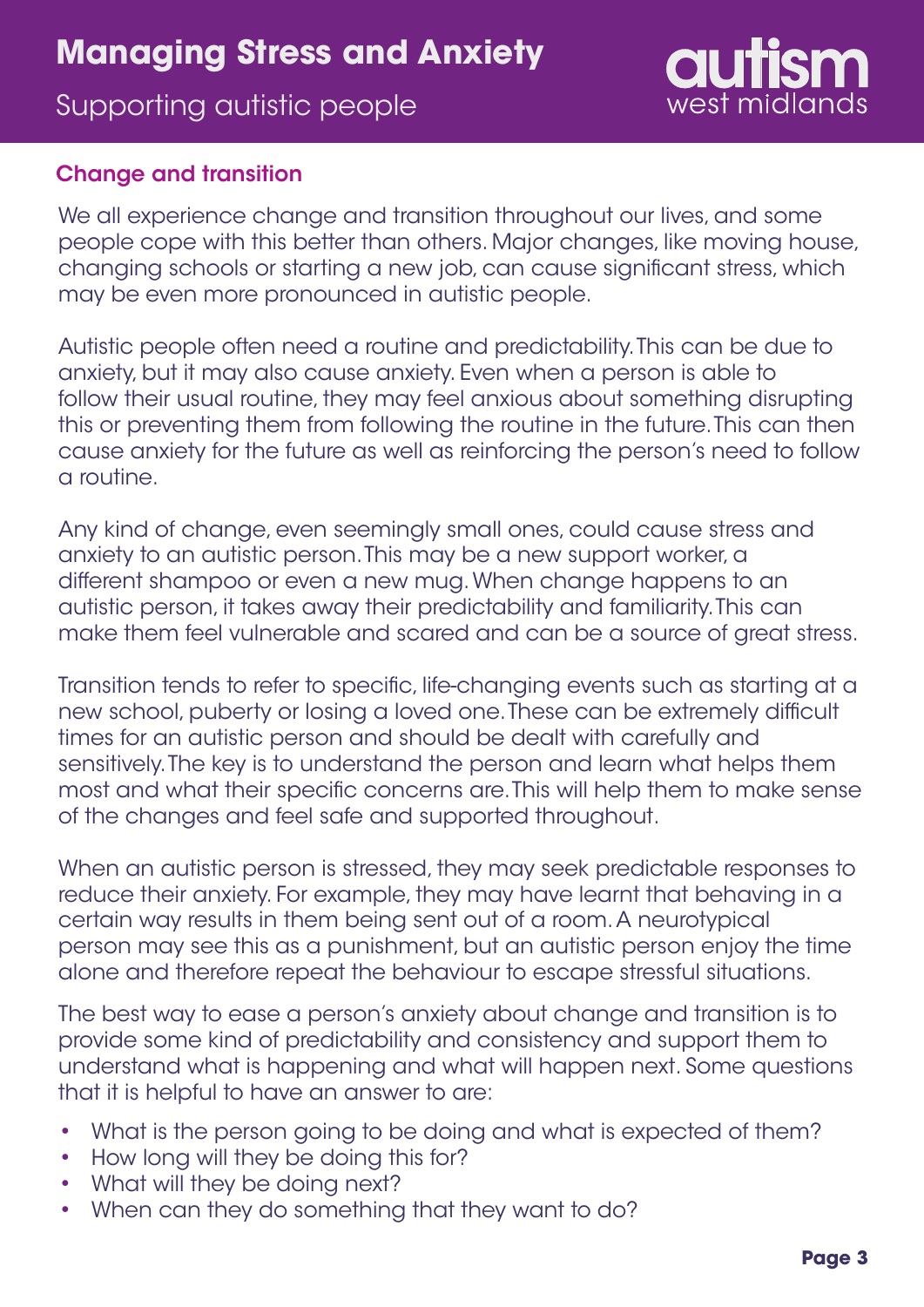## Change and transition

We all experience change and transition throughout our lives, and some people cope with this better than others. Major changes, like moving house, changing schools or starting a new job, can cause significant stress, which may be even more pronounced in autistic people.

Autistic people often need a routine and predictability. This can be due to anxiety, but it may also cause anxiety. Even when a person is able to follow their usual routine, they may feel anxious about something disrupting this or preventing them from following the routine in the future. This can then cause anxiety for the future as well as reinforcing the person's need to follow a routine.

Any kind of change, even seemingly small ones, could cause stress and anxiety to an autistic person. This may be a new support worker, a different shampoo or even a new mug. When change happens to an autistic person, it takes away their predictability and familiarity. This can make them feel vulnerable and scared and can be a source of great stress.

Transition tends to refer to specific, life-changing events such as starting at a new school, puberty or losing a loved one. These can be extremely difficult times for an autistic person and should be dealt with carefully and sensitively. The key is to understand the person and learn what helps them most and what their specific concerns are. This will help them to make sense of the changes and feel safe and supported throughout.

When an autistic person is stressed, they may seek predictable responses to reduce their anxiety. For example, they may have learnt that behaving in a certain way results in them being sent out of a room. A neurotypical person may see this as a punishment, but an autistic person enjoy the time alone and therefore repeat the behaviour to escape stressful situations.

The best way to ease a person's anxiety about change and transition is to provide some kind of predictability and consistency and support them to understand what is happening and what will happen next. Some questions that it is helpful to have an answer to are:

- What is the person going to be doing and what is expected of them?
- How long will they be doing this for?
- What will they be doing next?
- When can they do something that they want to do?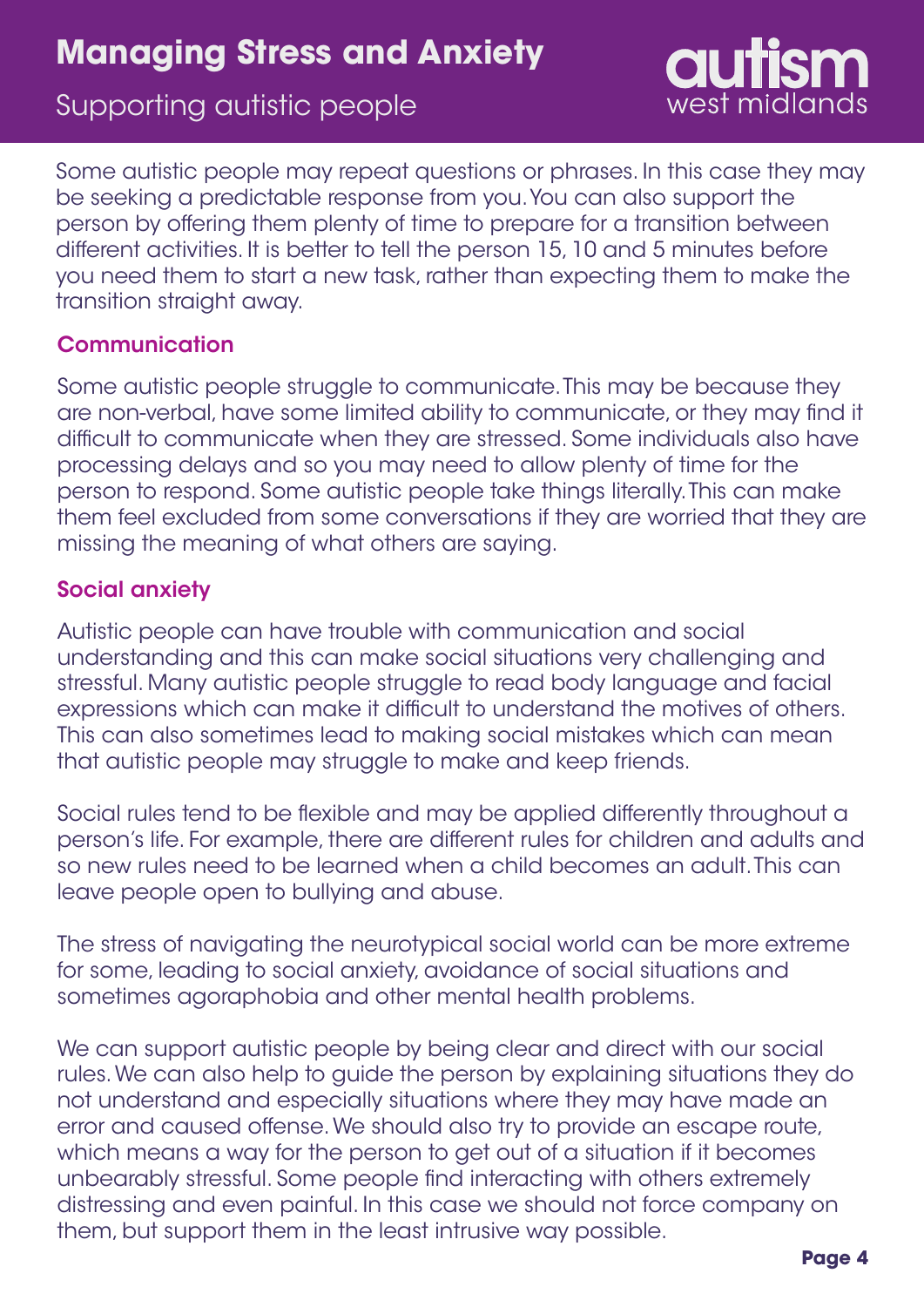Some autistic people may repeat questions or phrases. In this case they may be seeking a predictable response from you. You can also support the person by offering them plenty of time to prepare for a transition between different activities. It is better to tell the person 15, 10 and 5 minutes before you need them to start a new task, rather than expecting them to make the transition straight away.

### Communication

Some autistic people struggle to communicate. This may be because they are non-verbal, have some limited ability to communicate, or they may find it difficult to communicate when they are stressed. Some individuals also have processing delays and so you may need to allow plenty of time for the person to respond. Some autistic people take things literally. This can make them feel excluded from some conversations if they are worried that they are missing the meaning of what others are saying.

### Social anxiety

Autistic people can have trouble with communication and social understanding and this can make social situations very challenging and stressful. Many autistic people struggle to read body language and facial expressions which can make it difficult to understand the motives of others. This can also sometimes lead to making social mistakes which can mean that autistic people may struggle to make and keep friends.

Social rules tend to be flexible and may be applied differently throughout a person's life. For example, there are different rules for children and adults and so new rules need to be learned when a child becomes an adult. This can leave people open to bullying and abuse.

The stress of navigating the neurotypical social world can be more extreme for some, leading to social anxiety, avoidance of social situations and sometimes agoraphobia and other mental health problems.

We can support autistic people by being clear and direct with our social rules. We can also help to guide the person by explaining situations they do not understand and especially situations where they may have made an error and caused offense. We should also try to provide an escape route, which means a way for the person to get out of a situation if it becomes unbearably stressful. Some people find interacting with others extremely distressing and even painful. In this case we should not force company on them, but support them in the least intrusive way possible.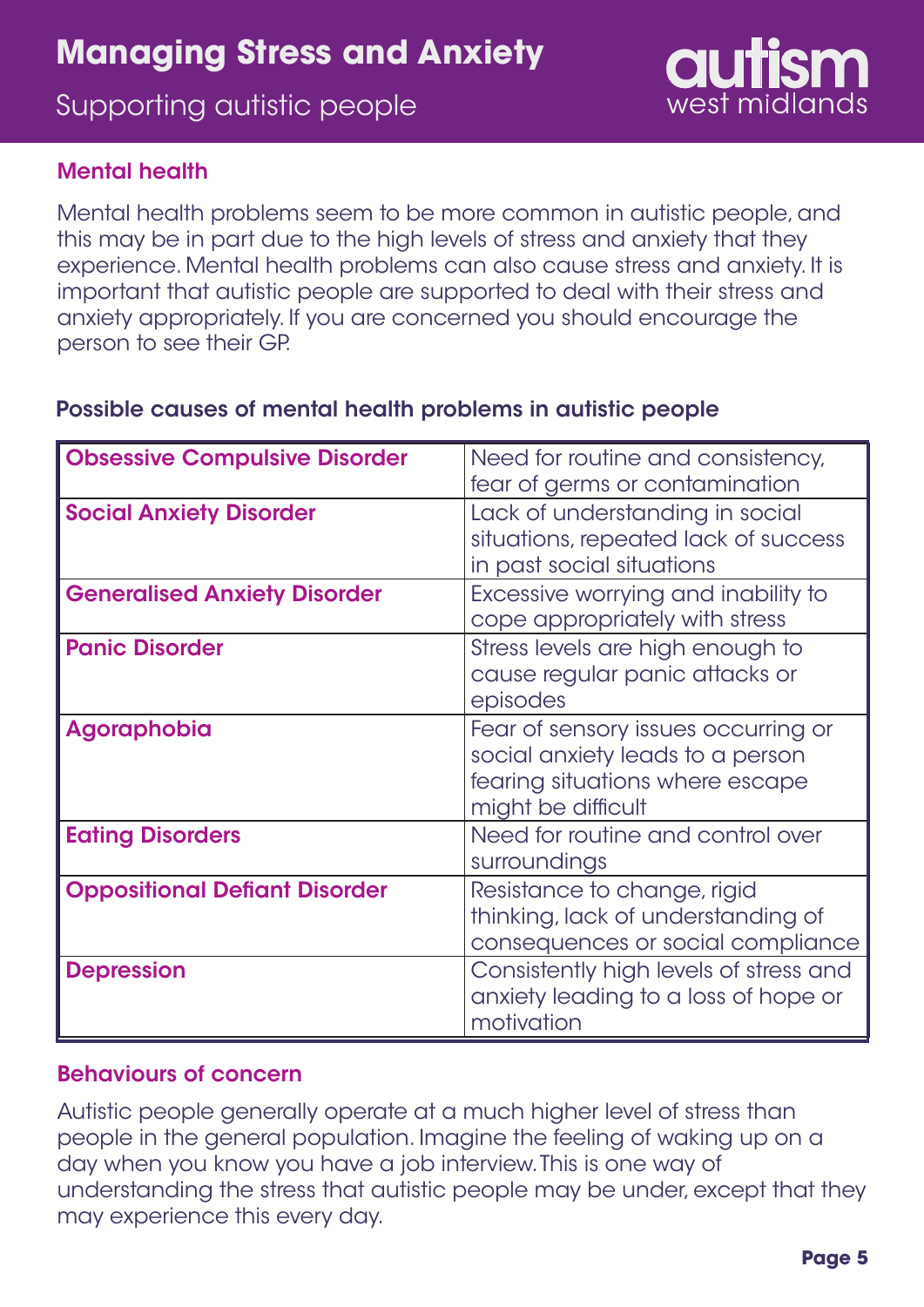## Mental health

Mental health problems seem to be more common in autistic people, and this may be in part due to the high levels of stress and anxiety that they experience. Mental health problems can also cause stress and anxiety. It is important that autistic people are supported to deal with their stress and anxiety appropriately. If you are concerned you should encourage the person to see their GP.

### Possible causes of mental health problems in autistic people

| | |
|---|---|
| **Obsessive Compulsive Disorder** | Need for routine and consistency, fear of germs or contamination |
| **Social Anxiety Disorder** | Lack of understanding in social situations, repeated lack of success in past social situations |
| **Generalised Anxiety Disorder** | Excessive worrying and inability to cope appropriately with stress |
| **Panic Disorder** | Stress levels are high enough to cause regular panic attacks or episodes |
| **Agoraphobia** | Fear of sensory issues occurring or social anxiety leads to a person fearing situations where escape might be difficult |
| **Eating Disorders** | Need for routine and control over surroundings |
| **Oppositional Defiant Disorder** | Resistance to change, rigid thinking, lack of understanding of consequences or social compliance |
| **Depression** | Consistently high levels of stress and anxiety leading to a loss of hope or motivation |

## Behaviours of concern

Autistic people generally operate at a much higher level of stress than people in the general population. Imagine the feeling of waking up on a day when you know you have a job interview. This is one way of understanding the stress that autistic people may be under, except that they may experience this every day.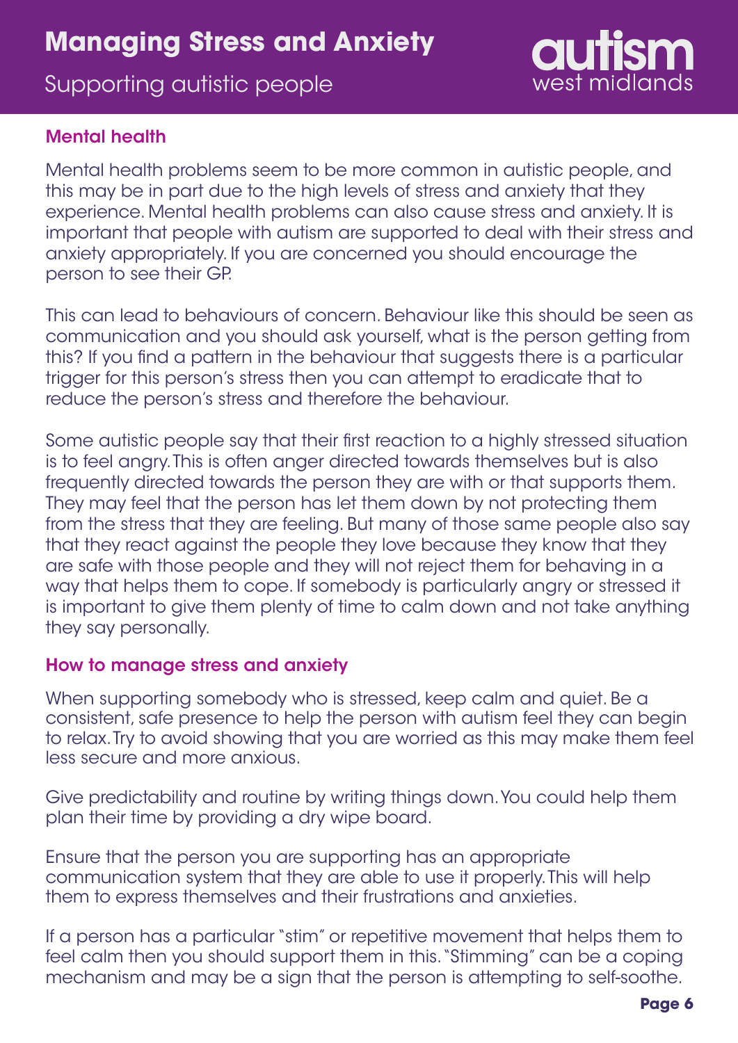## Mental health

Mental health problems seem to be more common in autistic people, and this may be in part due to the high levels of stress and anxiety that they experience. Mental health problems can also cause stress and anxiety. It is important that people with autism are supported to deal with their stress and anxiety appropriately. If you are concerned you should encourage the person to see their GP.

This can lead to behaviours of concern. Behaviour like this should be seen as communication and you should ask yourself, what is the person getting from this? If you find a pattern in the behaviour that suggests there is a particular trigger for this person's stress then you can attempt to eradicate that to reduce the person's stress and therefore the behaviour.

Some autistic people say that their first reaction to a highly stressed situation is to feel angry. This is often anger directed towards themselves but is also frequently directed towards the person they are with or that supports them. They may feel that the person has let them down by not protecting them from the stress that they are feeling. But many of those same people also say that they react against the people they love because they know that they are safe with those people and they will not reject them for behaving in a way that helps them to cope. If somebody is particularly angry or stressed it is important to give them plenty of time to calm down and not take anything they say personally.

## How to manage stress and anxiety

When supporting somebody who is stressed, keep calm and quiet. Be a consistent, safe presence to help the person with autism feel they can begin to relax. Try to avoid showing that you are worried as this may make them feel less secure and more anxious.

Give predictability and routine by writing things down. You could help them plan their time by providing a dry wipe board.

Ensure that the person you are supporting has an appropriate communication system that they are able to use it properly. This will help them to express themselves and their frustrations and anxieties.

If a person has a particular "stim" or repetitive movement that helps them to feel calm then you should support them in this. "Stimming" can be a coping mechanism and may be a sign that the person is attempting to self-soothe.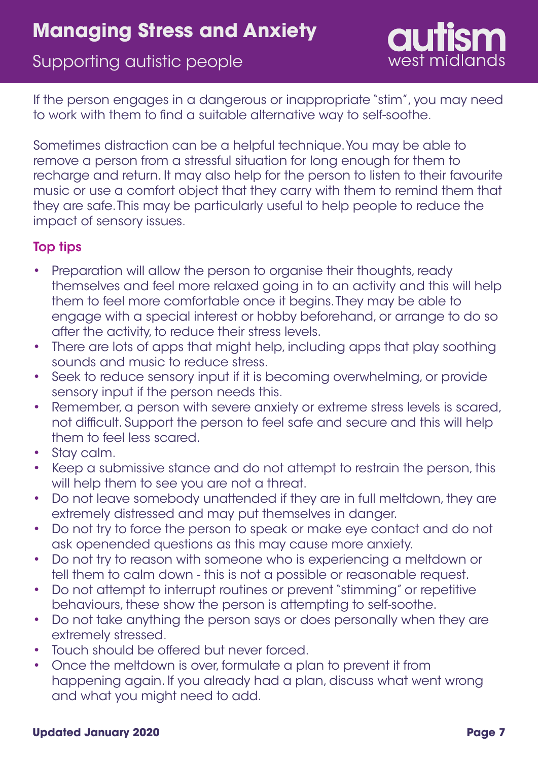If the person engages in a dangerous or inappropriate "stim", you may need to work with them to find a suitable alternative way to self-soothe.

Sometimes distraction can be a helpful technique. You may be able to remove a person from a stressful situation for long enough for them to recharge and return. It may also help for the person to listen to their favourite music or use a comfort object that they carry with them to remind them that they are safe. This may be particularly useful to help people to reduce the impact of sensory issues.

### Top tips

- Preparation will allow the person to organise their thoughts, ready themselves and feel more relaxed going in to an activity and this will help them to feel more comfortable once it begins. They may be able to engage with a special interest or hobby beforehand, or arrange to do so after the activity, to reduce their stress levels.
- There are lots of apps that might help, including apps that play soothing sounds and music to reduce stress.
- Seek to reduce sensory input if it is becoming overwhelming, or provide sensory input if the person needs this.
- Remember, a person with severe anxiety or extreme stress levels is scared, not difficult. Support the person to feel safe and secure and this will help them to feel less scared.
- Stay calm.
- Keep a submissive stance and do not attempt to restrain the person, this will help them to see you are not a threat.
- Do not leave somebody unattended if they are in full meltdown, they are extremely distressed and may put themselves in danger.
- Do not try to force the person to speak or make eye contact and do not ask openended questions as this may cause more anxiety.
- Do not try to reason with someone who is experiencing a meltdown or tell them to calm down - this is not a possible or reasonable request.
- Do not attempt to interrupt routines or prevent "stimming" or repetitive behaviours, these show the person is attempting to self-soothe.
- Do not take anything the person says or does personally when they are extremely stressed.
- Touch should be offered but never forced.
- Once the meltdown is over, formulate a plan to prevent it from happening again. If you already had a plan, discuss what went wrong and what you might need to add.